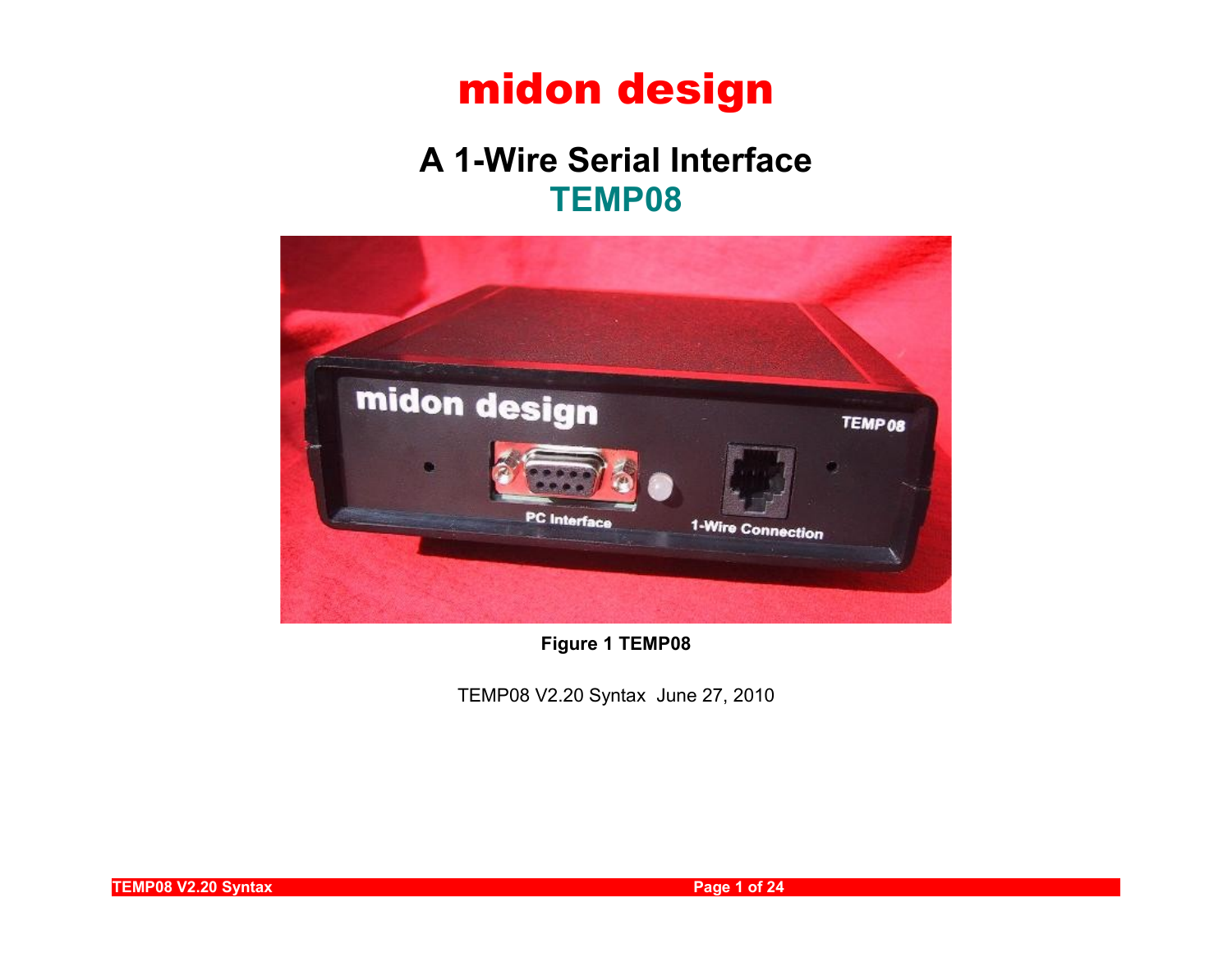# midon design

## A 1-Wire Serial Interface

## TEMP08

**Figure 1 TEMP08**

TEMP08 V2.20 Syntax June 27, 2010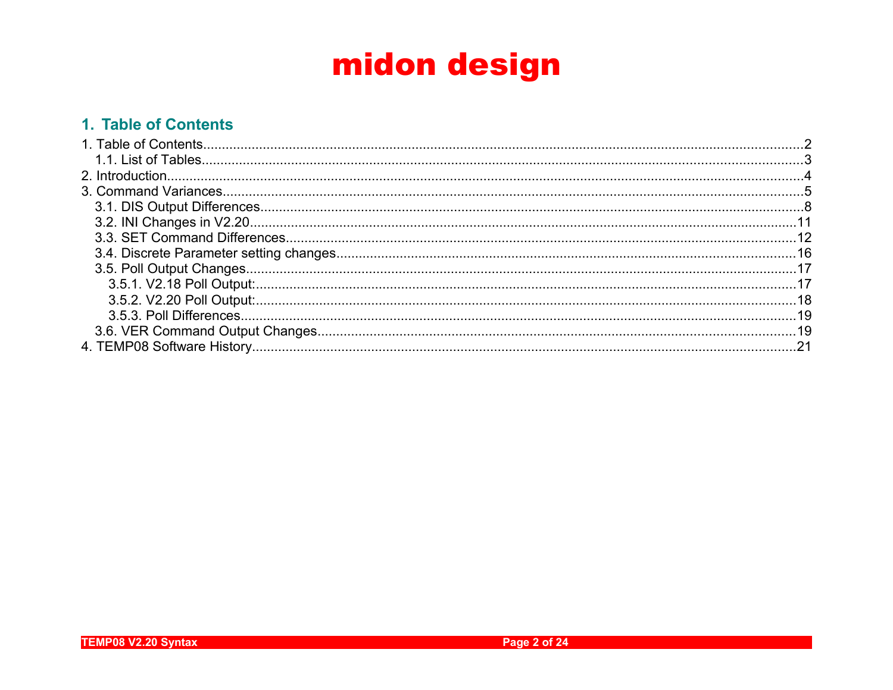# midon design

## 1. Table of Contents

1. Table of Contents....................2
   - 1.1. List of Tables....................3
2. Introduction....................4
3. Command Variances....................5
   - 3.1. DIS Output Differences....................8
   - 3.2. INI Changes in V2.20....................11
   - 3.3. SET Command Differences....................12
   - 3.4. Discrete Parameter setting changes....................16
   - 3.5. Poll Output Changes....................17
     - 3.5.1. V2.18 Poll Output:....................17
     - 3.5.2. V2.20 Poll Output:....................18
     - 3.5.3. Poll Differences....................19
   - 3.6. VER Command Output Changes....................19
4. TEMP08 Software History....................21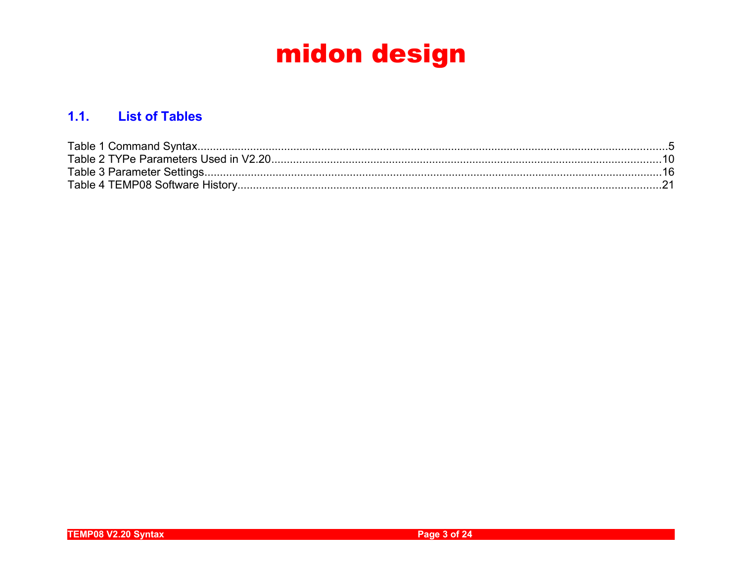## 1.1. List of Tables

Table 1 Command Syntax........................................................................................................................................5
Table 2 TYPe Parameters Used in V2.20.............................................................................................................10
Table 3 Parameter Settings..................................................................................................................................16
Table 4 TEMP08 Software History........................................................................................................................21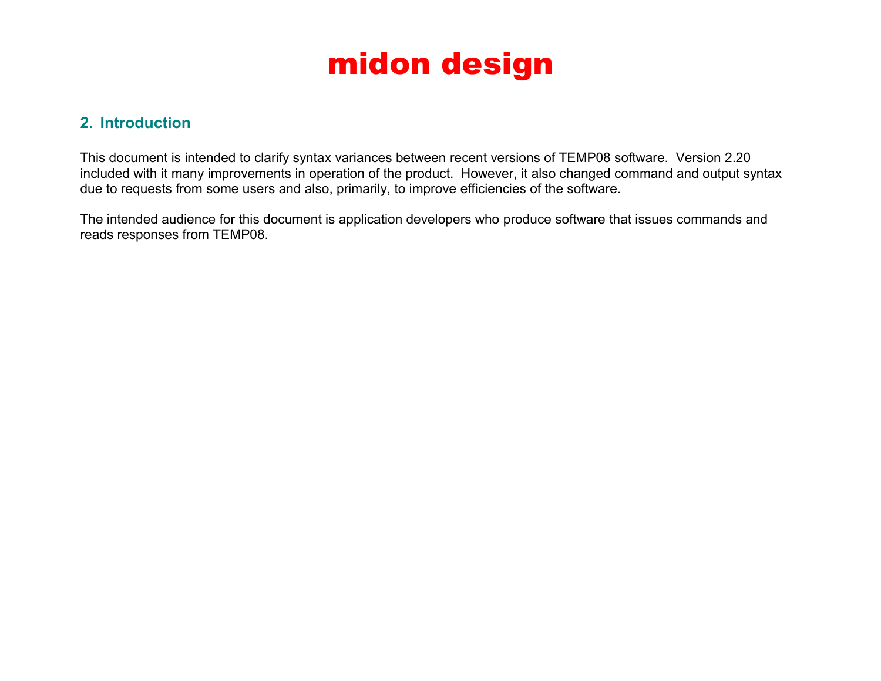## 2. Introduction

This document is intended to clarify syntax variances between recent versions of TEMP08 software. Version 2.20 included with it many improvements in operation of the product. However, it also changed command and output syntax due to requests from some users and also, primarily, to improve efficiencies of the software.

The intended audience for this document is application developers who produce software that issues commands and reads responses from TEMP08.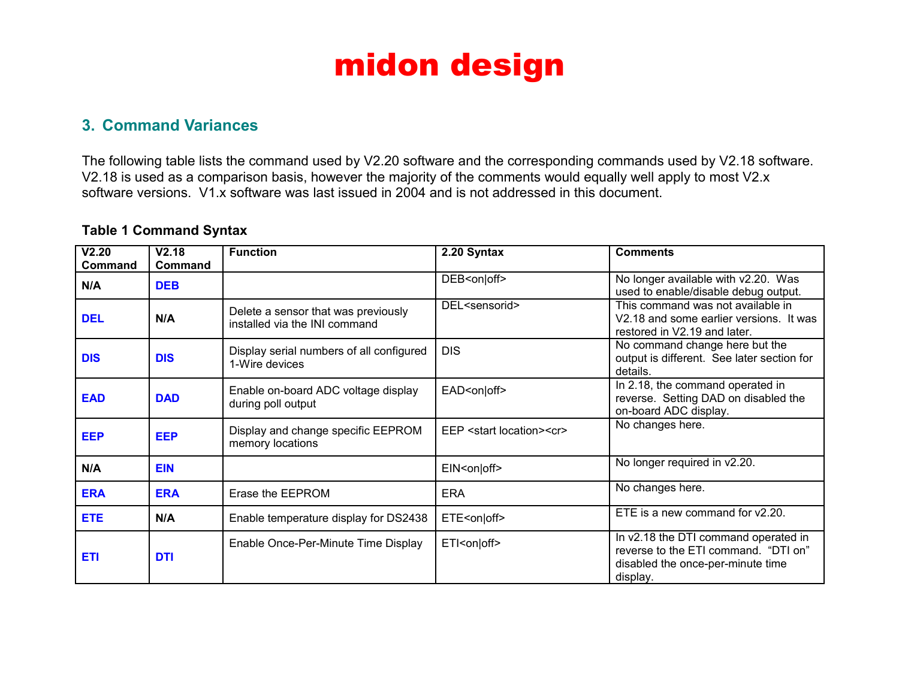## 3. Command Variances

The following table lists the command used by V2.20 software and the corresponding commands used by V2.18 software. V2.18 is used as a comparison basis, however the majority of the comments would equally well apply to most V2.x software versions. V1.x software was last issued in 2004 and is not addressed in this document.

**Table 1 Command Syntax**

| V2.20 Command | V2.18 Command | Function | 2.20 Syntax | Comments |
|---|---|---|---|---|
| N/A | DEB | | DEB<on\|off> | No longer available with v2.20. Was used to enable/disable debug output. |
| DEL | N/A | Delete a sensor that was previously installed via the INI command | DEL<sensorid> | This command was not available in V2.18 and some earlier versions. It was restored in V2.19 and later. |
| DIS | DIS | Display serial numbers of all configured 1-Wire devices | DIS | No command change here but the output is different. See later section for details. |
| EAD | DAD | Enable on-board ADC voltage display during poll output | EAD<on\|off> | In 2.18, the command operated in reverse. Setting DAD on disabled the on-board ADC display. |
| EEP | EEP | Display and change specific EEPROM memory locations | EEP <start location><cr> | No changes here. |
| N/A | EIN | | EIN<on\|off> | No longer required in v2.20. |
| ERA | ERA | Erase the EEPROM | ERA | No changes here. |
| ETE | N/A | Enable temperature display for DS2438 | ETE<on\|off> | ETE is a new command for v2.20. |
| ETI | DTI | Enable Once-Per-Minute Time Display | ETI<on\|off> | In v2.18 the DTI command operated in reverse to the ETI command. “DTI on” disabled the once-per-minute time display. |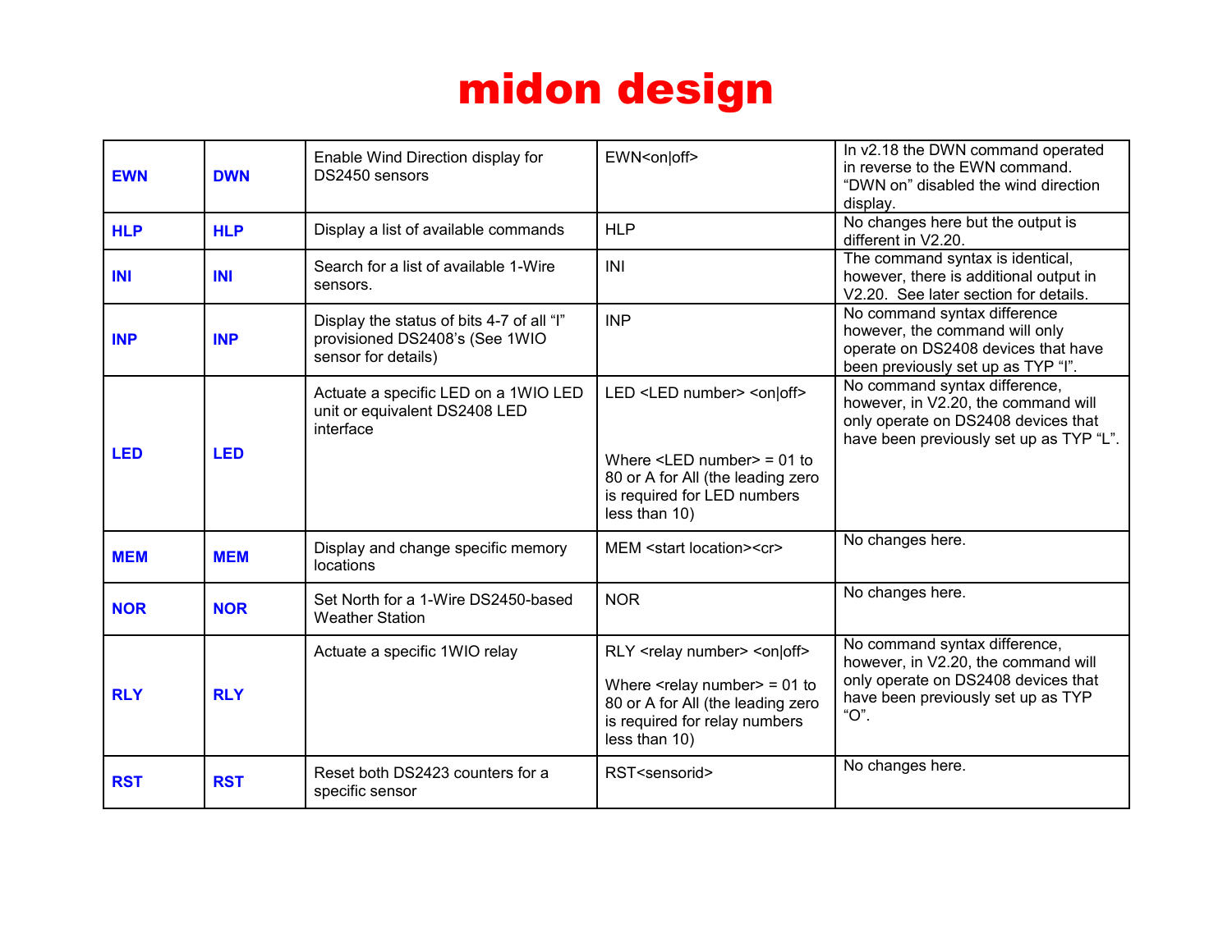# midon design

| | | | | |
|---|---|---|---|---|
| **EWN** | **DWN** | Enable Wind Direction display for DS2450 sensors | EWN<on\|off> | In v2.18 the DWN command operated in reverse to the EWN command. “DWN on” disabled the wind direction display. |
| **HLP** | **HLP** | Display a list of available commands | HLP | No changes here but the output is different in V2.20. |
| **INI** | **INI** | Search for a list of available 1-Wire sensors. | INI | The command syntax is identical, however, there is additional output in V2.20. See later section for details. |
| **INP** | **INP** | Display the status of bits 4-7 of all “I” provisioned DS2408’s (See 1WIO sensor for details) | INP | No command syntax difference however, the command will only operate on DS2408 devices that have been previously set up as TYP “I”. |
| **LED** | **LED** | Actuate a specific LED on a 1WIO LED unit or equivalent DS2408 LED interface | LED <LED number> <on\|off><br><br>Where <LED number> = 01 to 80 or A for All (the leading zero is required for LED numbers less than 10) | No command syntax difference, however, in V2.20, the command will only operate on DS2408 devices that have been previously set up as TYP “L”. |
| **MEM** | **MEM** | Display and change specific memory locations | MEM <start location><cr> | No changes here. |
| **NOR** | **NOR** | Set North for a 1-Wire DS2450-based Weather Station | NOR | No changes here. |
| **RLY** | **RLY** | Actuate a specific 1WIO relay | RLY <relay number> <on\|off><br><br>Where <relay number> = 01 to 80 or A for All (the leading zero is required for relay numbers less than 10) | No command syntax difference, however, in V2.20, the command will only operate on DS2408 devices that have been previously set up as TYP “O”. |
| **RST** | **RST** | Reset both DS2423 counters for a specific sensor | RST<sensorid> | No changes here. |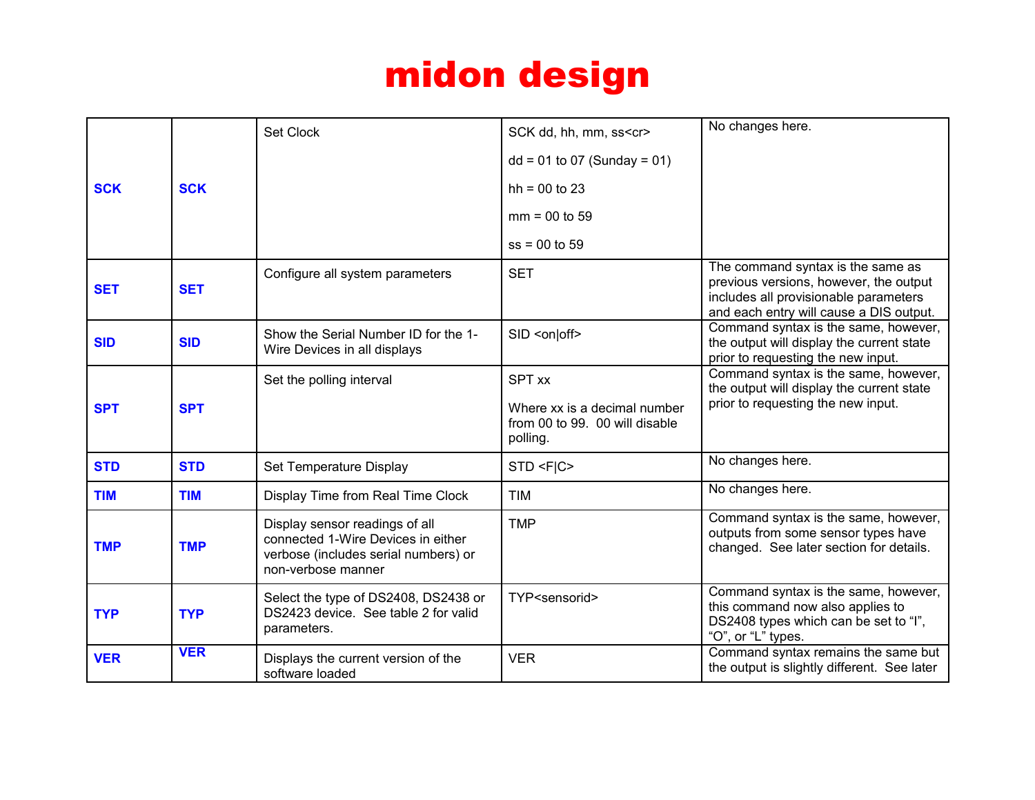# midon design

| | | | | |
|---|---|---|---|---|
| **SCK** | **SCK** | Set Clock | SCK dd, hh, mm, ss<cr><br><br>dd = 01 to 07 (Sunday = 01)<br><br>hh = 00 to 23<br><br>mm = 00 to 59<br><br>ss = 00 to 59 | No changes here. |
| **SET** | **SET** | Configure all system parameters | SET | The command syntax is the same as previous versions, however, the output includes all provisionable parameters and each entry will cause a DIS output. |
| **SID** | **SID** | Show the Serial Number ID for the 1-Wire Devices in all displays | SID <on\|off> | Command syntax is the same, however, the output will display the current state prior to requesting the new input. |
| **SPT** | **SPT** | Set the polling interval | SPT xx<br><br>Where xx is a decimal number from 00 to 99. 00 will disable polling. | Command syntax is the same, however, the output will display the current state prior to requesting the new input. |
| **STD** | **STD** | Set Temperature Display | STD <F\|C> | No changes here. |
| **TIM** | **TIM** | Display Time from Real Time Clock | TIM | No changes here. |
| **TMP** | **TMP** | Display sensor readings of all connected 1-Wire Devices in either verbose (includes serial numbers) or non-verbose manner | TMP | Command syntax is the same, however, outputs from some sensor types have changed. See later section for details. |
| **TYP** | **TYP** | Select the type of DS2408, DS2438 or DS2423 device. See table 2 for valid parameters. | TYP<sensorid> | Command syntax is the same, however, this command now also applies to DS2408 types which can be set to "I", "O", or "L" types. |
| **VER** | **VER** | Displays the current version of the software loaded | VER | Command syntax remains the same but the output is slightly different. See later |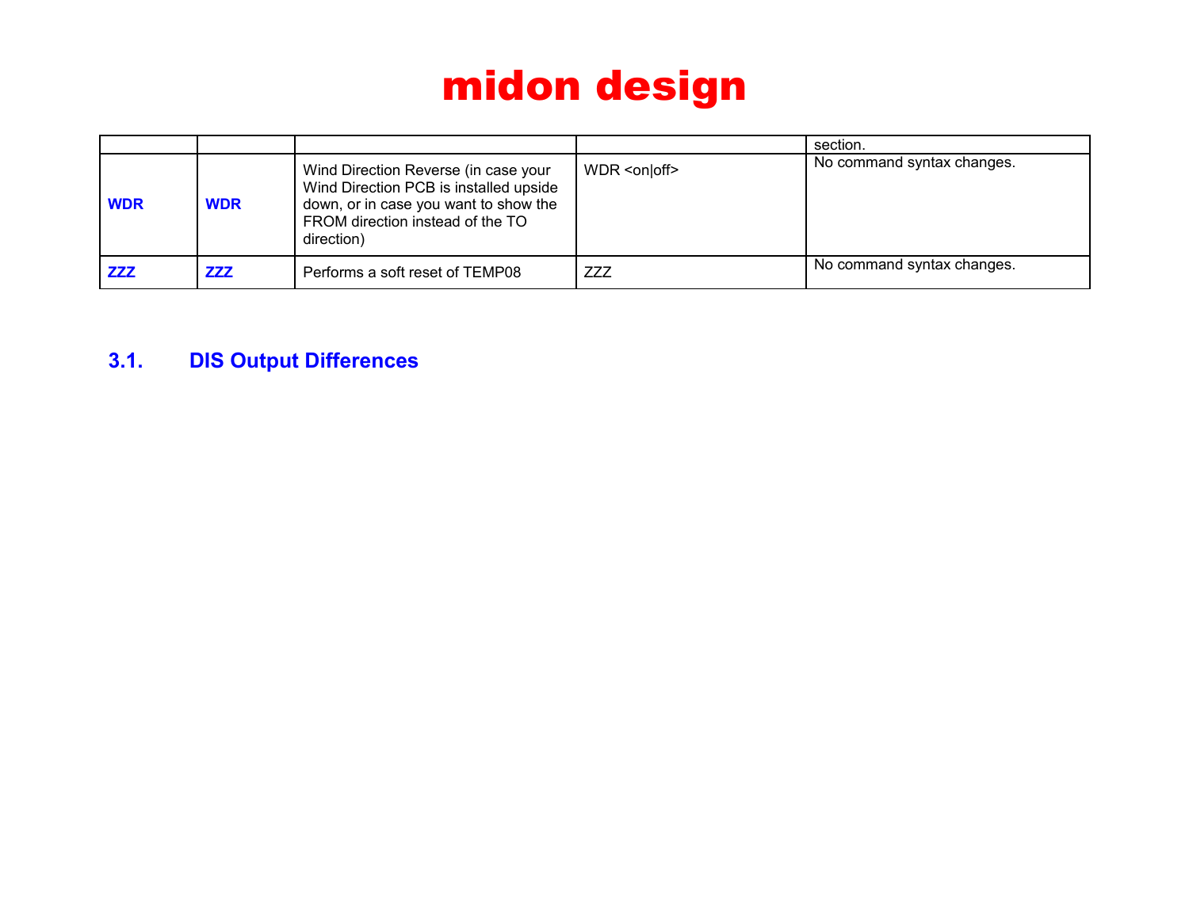| | | | | section. |
|---|---|---|---|---|
| **WDR** | **WDR** | Wind Direction Reverse (in case your Wind Direction PCB is installed upside down, or in case you want to show the FROM direction instead of the TO direction) | WDR <on\|off> | No command syntax changes. |
| **ZZZ** | **ZZZ** | Performs a soft reset of TEMP08 | ZZZ | No command syntax changes. |

## 3.1. DIS Output Differences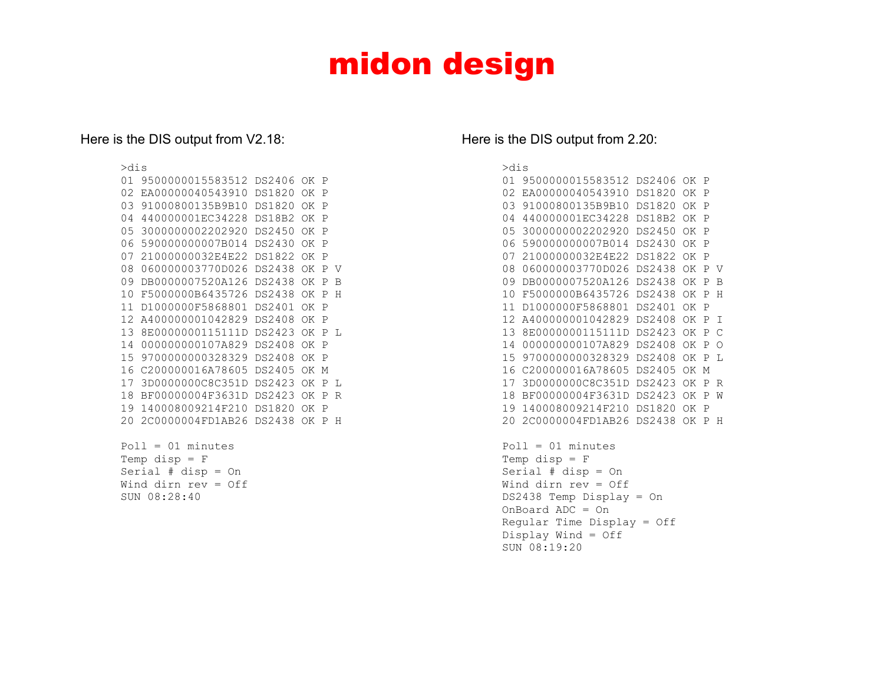# midon design

Here is the DIS output from V2.18:

```
>dis
01 9500000015583512 DS2406 OK P
02 EA00000040543910 DS1820 OK P
03 91000800135B9B10 DS1820 OK P
04 440000001EC34228 DS18B2 OK P
05 3000000002202920 DS2450 OK P
06 590000000007B014 DS2430 OK P
07 21000000032E4E22 DS1822 OK P
08 060000003770D026 DS2438 OK P V
09 DB0000007520A126 DS2438 OK P B
10 F5000000B6435726 DS2438 OK P H
11 D1000000F5868801 DS2401 OK P
12 A400000001042829 DS2408 OK P
13 8E0000000115111D DS2423 OK P L
14 000000000107A829 DS2408 OK P
15 9700000000328329 DS2408 OK P
16 C200000016A78605 DS2405 OK M
17 3D0000000C8C351D DS2423 OK P L
18 BF00000004F3631D DS2423 OK P R
19 140008009214F210 DS1820 OK P
20 2C0000004FD1AB26 DS2438 OK P H

Poll = 01 minutes
Temp disp = F
Serial # disp = On
Wind dirn rev = Off
SUN 08:28:40
```

Here is the DIS output from 2.20:

```
>dis
01 9500000015583512 DS2406 OK P
02 EA00000040543910 DS1820 OK P
03 91000800135B9B10 DS1820 OK P
04 440000001EC34228 DS18B2 OK P
05 3000000002202920 DS2450 OK P
06 590000000007B014 DS2430 OK P
07 21000000032E4E22 DS1822 OK P
08 060000003770D026 DS2438 OK P V
09 DB0000007520A126 DS2438 OK P B
10 F5000000B6435726 DS2438 OK P H
11 D1000000F5868801 DS2401 OK P
12 A400000001042829 DS2408 OK P I
13 8E0000000115111D DS2423 OK P C
14 000000000107A829 DS2408 OK P O
15 9700000000328329 DS2408 OK P L
16 C200000016A78605 DS2405 OK M
17 3D0000000C8C351D DS2423 OK P R
18 BF00000004F3631D DS2423 OK P W
19 140008009214F210 DS1820 OK P
20 2C0000004FD1AB26 DS2438 OK P H

Poll = 01 minutes
Temp disp = F
Serial # disp = On
Wind dirn rev = Off
DS2438 Temp Display = On
OnBoard ADC = On
Regular Time Display = Off
Display Wind = Off
SUN 08:19:20
```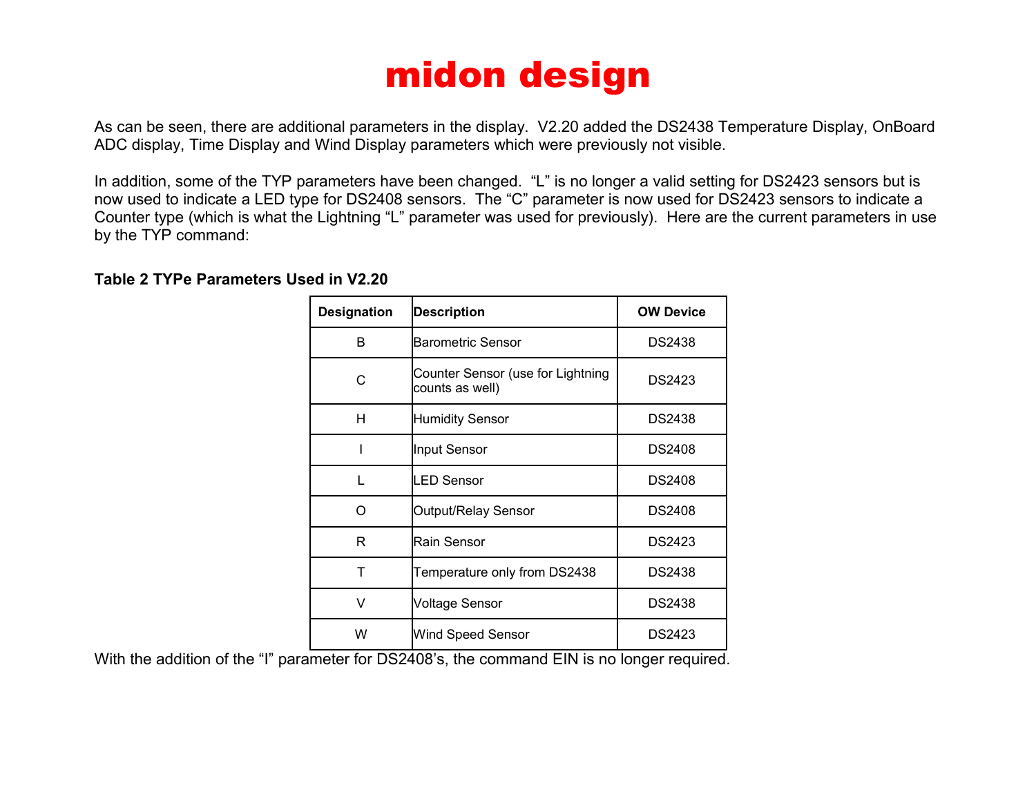As can be seen, there are additional parameters in the display. V2.20 added the DS2438 Temperature Display, OnBoard ADC display, Time Display and Wind Display parameters which were previously not visible.

In addition, some of the TYP parameters have been changed. "L" is no longer a valid setting for DS2423 sensors but is now used to indicate a LED type for DS2408 sensors. The "C" parameter is now used for DS2423 sensors to indicate a Counter type (which is what the Lightning "L" parameter was used for previously). Here are the current parameters in use by the TYP command:

**Table 2 TYPe Parameters Used in V2.20**

| Designation | Description | OW Device |
|---|---|---|
| B | Barometric Sensor | DS2438 |
| C | Counter Sensor (use for Lightning counts as well) | DS2423 |
| H | Humidity Sensor | DS2438 |
| I | Input Sensor | DS2408 |
| L | LED Sensor | DS2408 |
| O | Output/Relay Sensor | DS2408 |
| R | Rain Sensor | DS2423 |
| T | Temperature only from DS2438 | DS2438 |
| V | Voltage Sensor | DS2438 |
| W | Wind Speed Sensor | DS2423 |

With the addition of the "I" parameter for DS2408's, the command EIN is no longer required.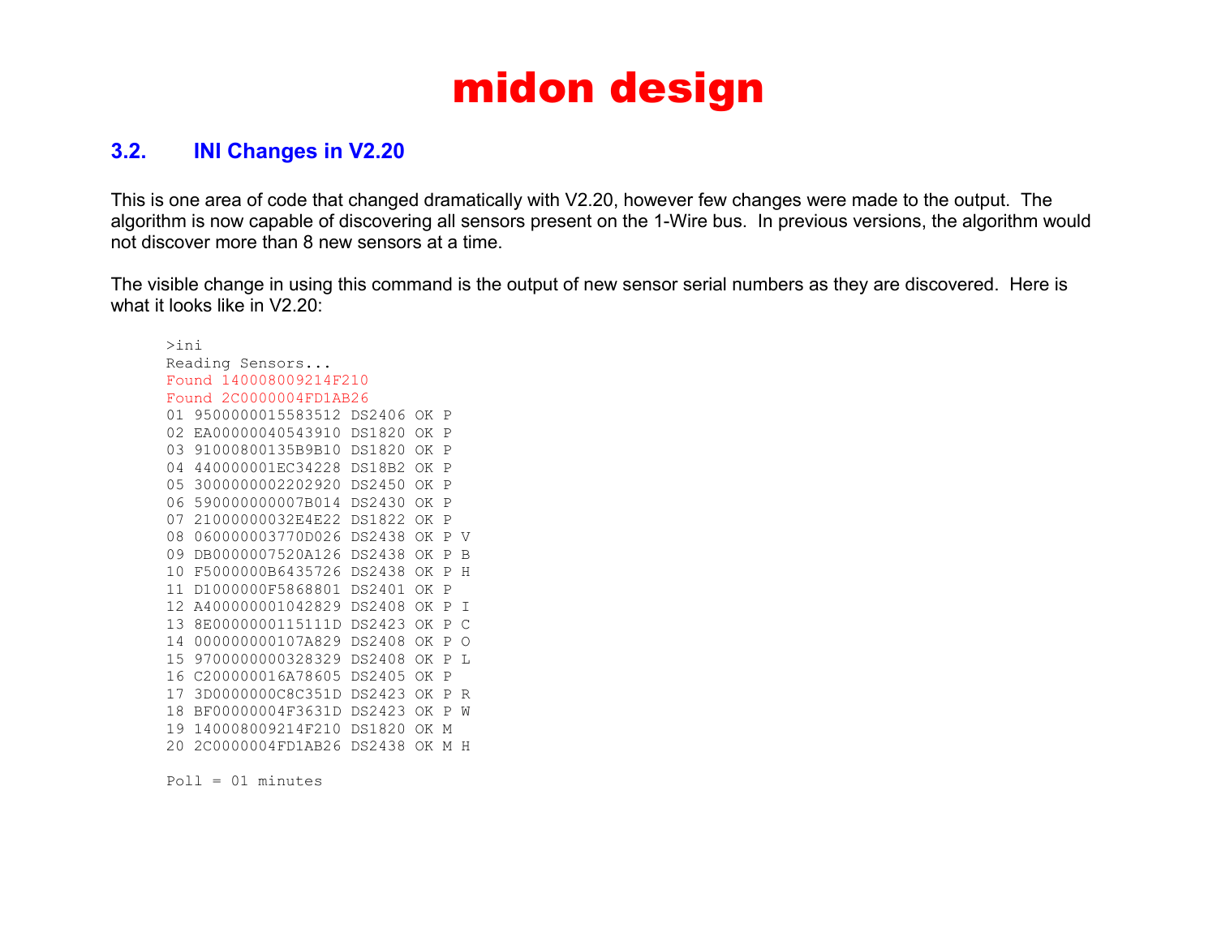## 3.2. INI Changes in V2.20

This is one area of code that changed dramatically with V2.20, however few changes were made to the output. The algorithm is now capable of discovering all sensors present on the 1-Wire bus. In previous versions, the algorithm would not discover more than 8 new sensors at a time.

The visible change in using this command is the output of new sensor serial numbers as they are discovered. Here is what it looks like in V2.20:

```
>ini
Reading Sensors...
Found 140008009214F210
Found 2C0000004FD1AB26
01 9500000015583512 DS2406 OK P
02 EA00000040543910 DS1820 OK P
03 91000800135B9B10 DS1820 OK P
04 440000001EC34228 DS18B2 OK P
05 3000000002202920 DS2450 OK P
06 590000000007B014 DS2430 OK P
07 21000000032E4E22 DS1822 OK P
08 060000003770D026 DS2438 OK P V
09 DB0000007520A126 DS2438 OK P B
10 F5000000B6435726 DS2438 OK P H
11 D1000000F5868801 DS2401 OK P
12 A400000001042829 DS2408 OK P I
13 8E0000000115111D DS2423 OK P C
14 000000000107A829 DS2408 OK P O
15 9700000000328329 DS2408 OK P L
16 C200000016A78605 DS2405 OK P
17 3D0000000C8C351D DS2423 OK P R
18 BF00000004F3631D DS2423 OK P W
19 140008009214F210 DS1820 OK M
20 2C0000004FD1AB26 DS2438 OK M H

Poll = 01 minutes
```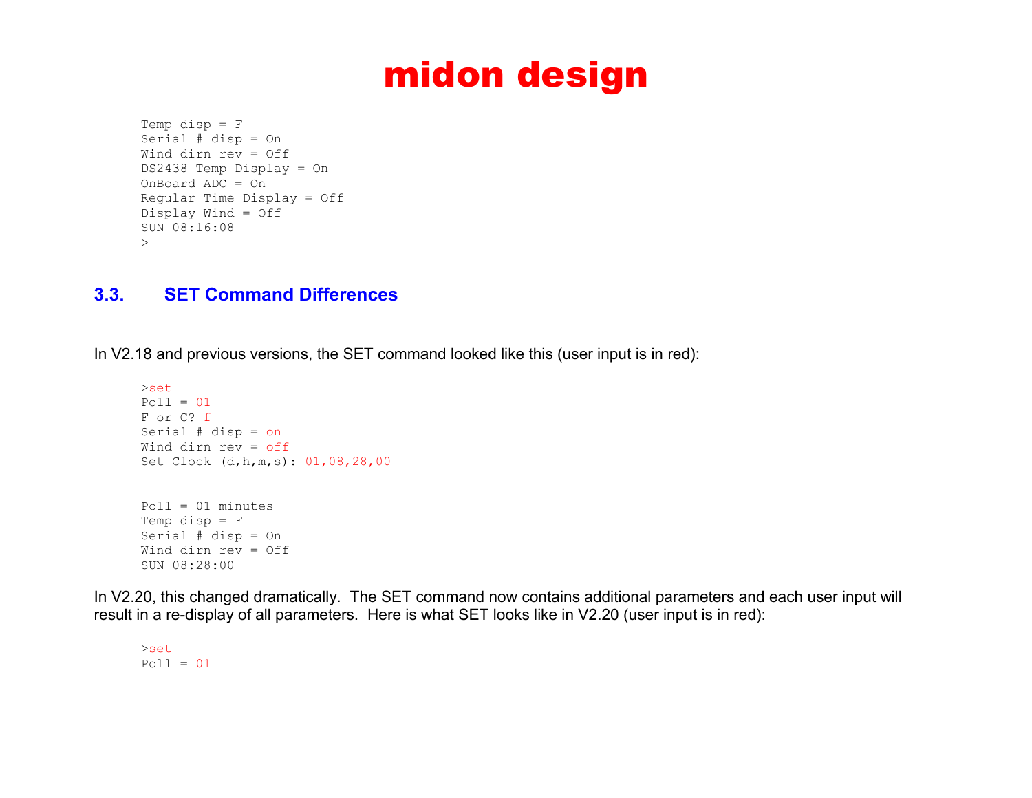```
Temp disp = F
Serial # disp = On
Wind dirn rev = Off
DS2438 Temp Display = On
OnBoard ADC = On
Regular Time Display = Off
Display Wind = Off
SUN 08:16:08
>
```

## 3.3. SET Command Differences

In V2.18 and previous versions, the SET command looked like this (user input is in red):

```
>set
Poll = 01
F or C? f
Serial # disp = on
Wind dirn rev = off
Set Clock (d,h,m,s): 01,08,28,00


Poll = 01 minutes
Temp disp = F
Serial # disp = On
Wind dirn rev = Off
SUN 08:28:00
```

In V2.20, this changed dramatically. The SET command now contains additional parameters and each user input will result in a re-display of all parameters. Here is what SET looks like in V2.20 (user input is in red):

```
>set
Poll = 01
```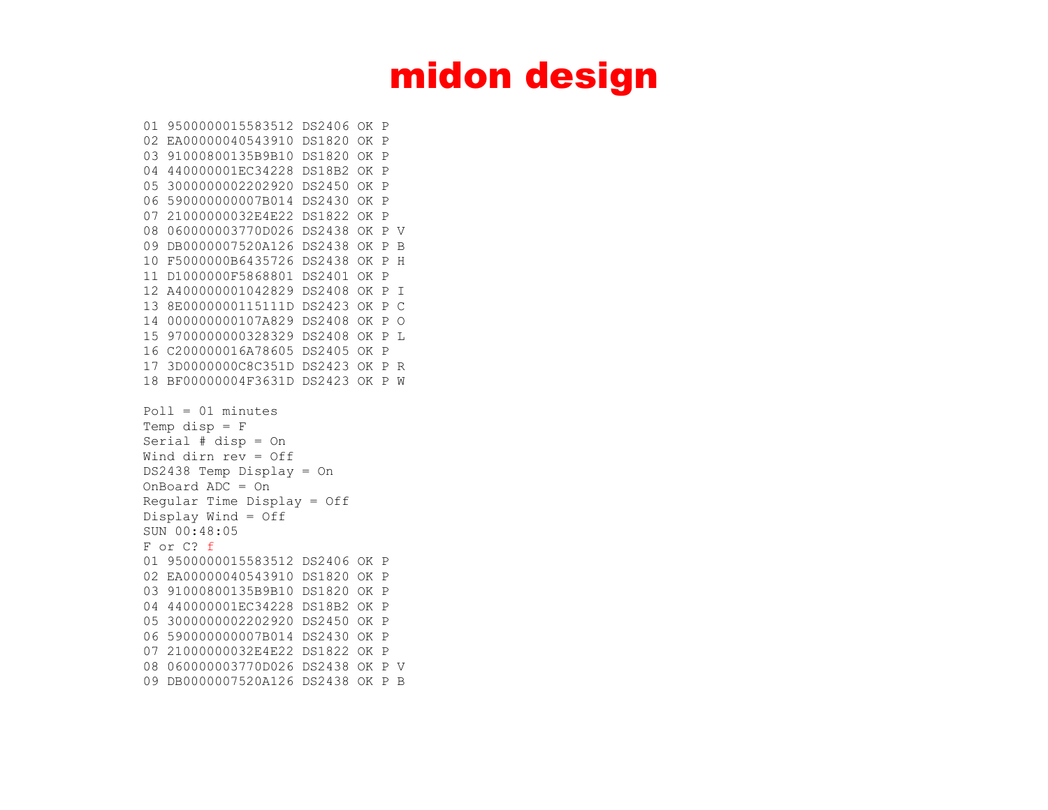# midon design

```
01 9500000015583512 DS2406 OK P
02 EA00000040543910 DS1820 OK P
03 91000800135B9B10 DS1820 OK P
04 440000001EC34228 DS18B2 OK P
05 3000000002202920 DS2450 OK P
06 590000000007B014 DS2430 OK P
07 21000000032E4E22 DS1822 OK P
08 060000003770D026 DS2438 OK P V
09 DB0000007520A126 DS2438 OK P B
10 F5000000B6435726 DS2438 OK P H
11 D1000000F5868801 DS2401 OK P
12 A400000001042829 DS2408 OK P I
13 8E0000000115111D DS2423 OK P C
14 000000000107A829 DS2408 OK P O
15 9700000000328329 DS2408 OK P L
16 C200000016A78605 DS2405 OK P
17 3D0000000C8C351D DS2423 OK P R
18 BF00000004F3631D DS2423 OK P W

Poll = 01 minutes
Temp disp = F
Serial # disp = On
Wind dirn rev = Off
DS2438 Temp Display = On
OnBoard ADC = On
Regular Time Display = Off
Display Wind = Off
SUN 00:48:05
F or C? f
01 9500000015583512 DS2406 OK P
02 EA00000040543910 DS1820 OK P
03 91000800135B9B10 DS1820 OK P
04 440000001EC34228 DS18B2 OK P
05 3000000002202920 DS2450 OK P
06 590000000007B014 DS2430 OK P
07 21000000032E4E22 DS1822 OK P
08 060000003770D026 DS2438 OK P V
09 DB0000007520A126 DS2438 OK P B
```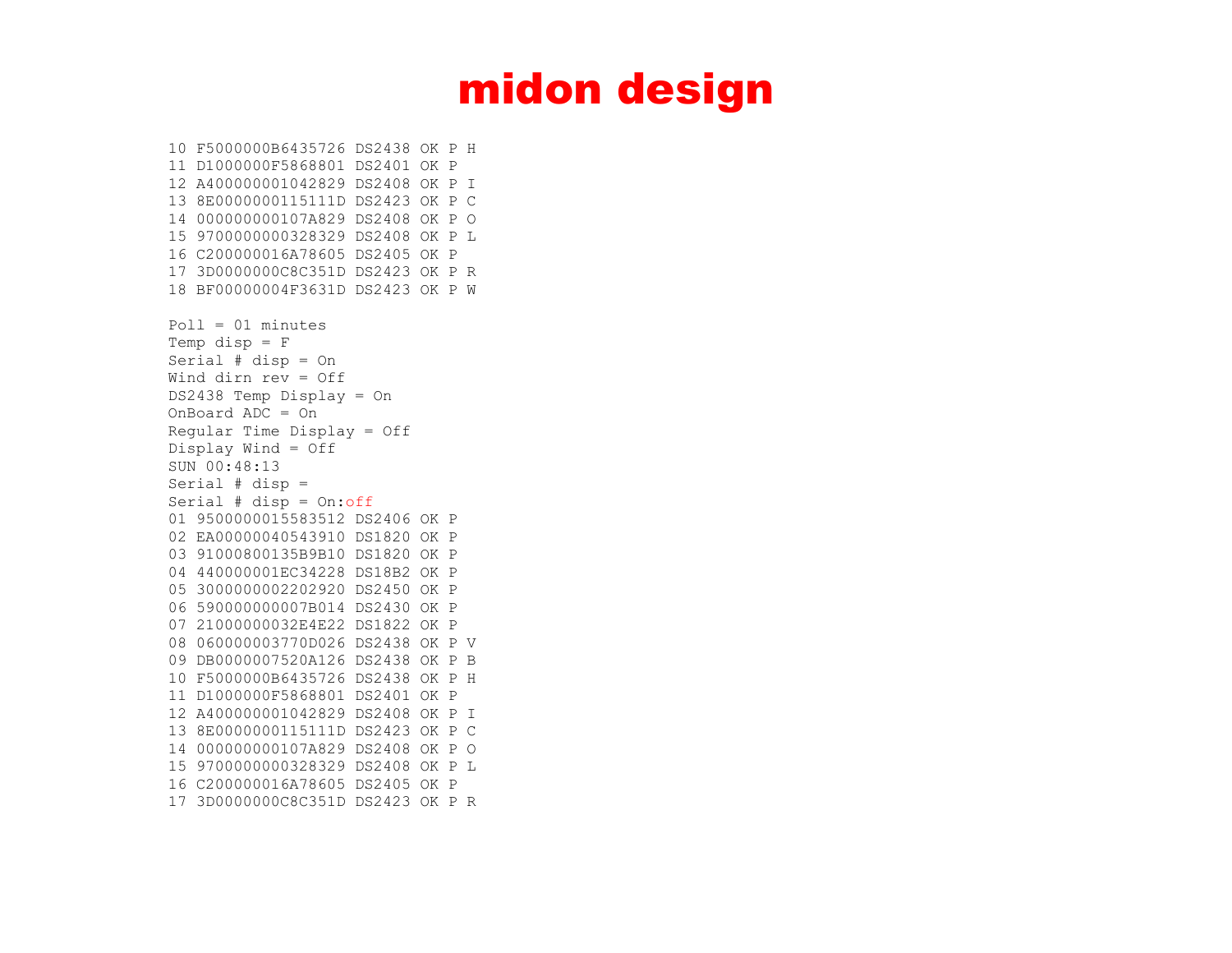# midon design

```
10 F5000000B6435726 DS2438 OK P H
11 D1000000F5868801 DS2401 OK P
12 A400000001042829 DS2408 OK P I
13 8E0000000115111D DS2423 OK P C
14 000000000107A829 DS2408 OK P O
15 9700000000328329 DS2408 OK P L
16 C200000016A78605 DS2405 OK P
17 3D0000000C8C351D DS2423 OK P R
18 BF00000004F3631D DS2423 OK P W

Poll = 01 minutes
Temp disp = F
Serial # disp = On
Wind dirn rev = Off
DS2438 Temp Display = On
OnBoard ADC = On
Regular Time Display = Off
Display Wind = Off
SUN 00:48:13
Serial # disp =
Serial # disp = On:off
01 9500000015583512 DS2406 OK P
02 EA00000040543910 DS1820 OK P
03 91000800135B9B10 DS1820 OK P
04 440000001EC34228 DS18B2 OK P
05 3000000002202920 DS2450 OK P
06 590000000007B014 DS2430 OK P
07 21000000032E4E22 DS1822 OK P
08 060000003770D026 DS2438 OK P V
09 DB0000007520A126 DS2438 OK P B
10 F5000000B6435726 DS2438 OK P H
11 D1000000F5868801 DS2401 OK P
12 A400000001042829 DS2408 OK P I
13 8E0000000115111D DS2423 OK P C
14 000000000107A829 DS2408 OK P O
15 9700000000328329 DS2408 OK P L
16 C200000016A78605 DS2405 OK P
17 3D0000000C8C351D DS2423 OK P R
```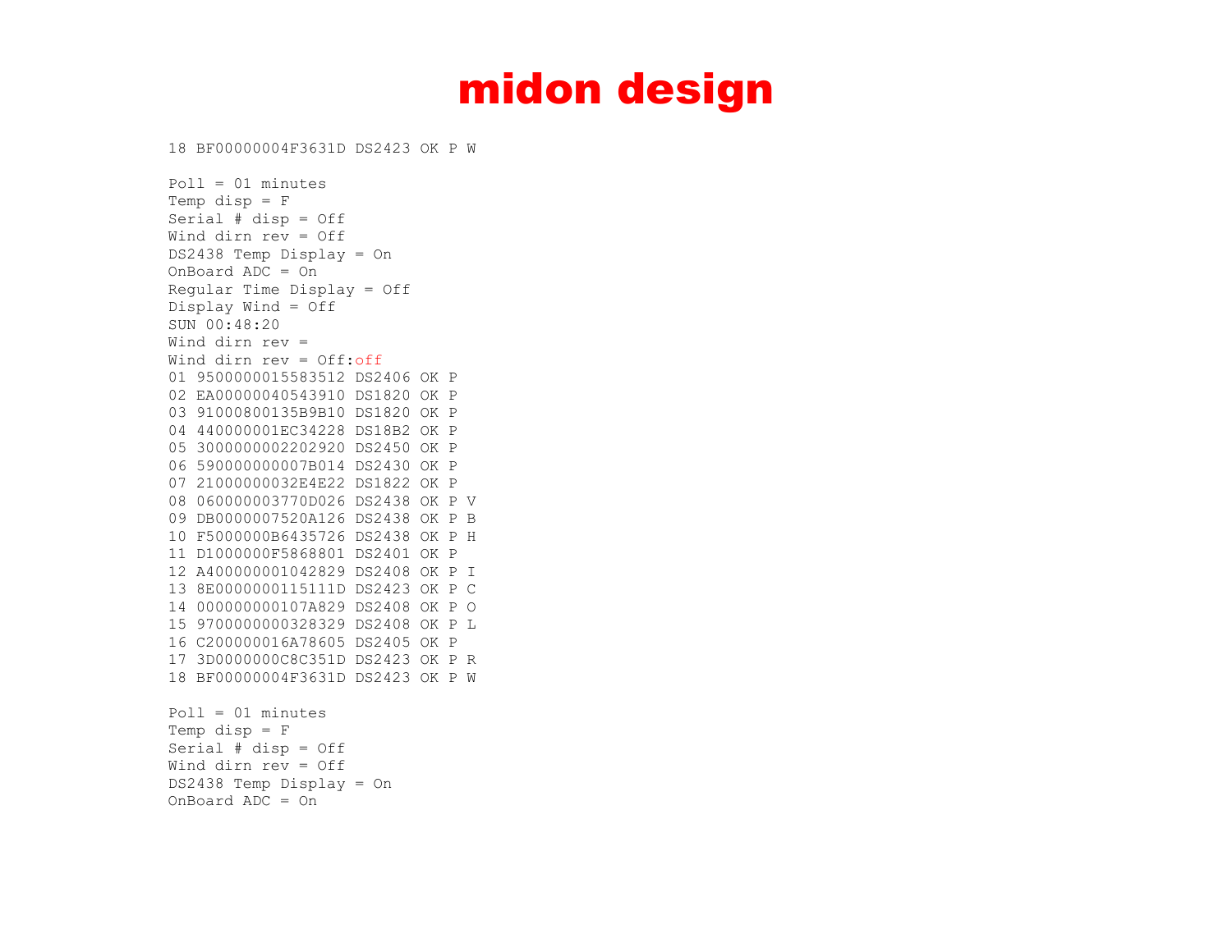# midon design

```
18 BF00000004F3631D DS2423 OK P W

Poll = 01 minutes
Temp disp = F
Serial # disp = Off
Wind dirn rev = Off
DS2438 Temp Display = On
OnBoard ADC = On
Regular Time Display = Off
Display Wind = Off
SUN 00:48:20
Wind dirn rev =
Wind dirn rev = Off:off
01 9500000015583512 DS2406 OK P
02 EA00000040543910 DS1820 OK P
03 91000800135B9B10 DS1820 OK P
04 440000001EC34228 DS18B2 OK P
05 3000000002202920 DS2450 OK P
06 590000000007B014 DS2430 OK P
07 21000000032E4E22 DS1822 OK P
08 060000003770D026 DS2438 OK P V
09 DB0000007520A126 DS2438 OK P B
10 F5000000B6435726 DS2438 OK P H
11 D1000000F5868801 DS2401 OK P
12 A400000001042829 DS2408 OK P I
13 8E0000000115111D DS2423 OK P C
14 000000000107A829 DS2408 OK P O
15 9700000000328329 DS2408 OK P L
16 C200000016A78605 DS2405 OK P
17 3D0000000C8C351D DS2423 OK P R
18 BF00000004F3631D DS2423 OK P W

Poll = 01 minutes
Temp disp = F
Serial # disp = Off
Wind dirn rev = Off
DS2438 Temp Display = On
OnBoard ADC = On
```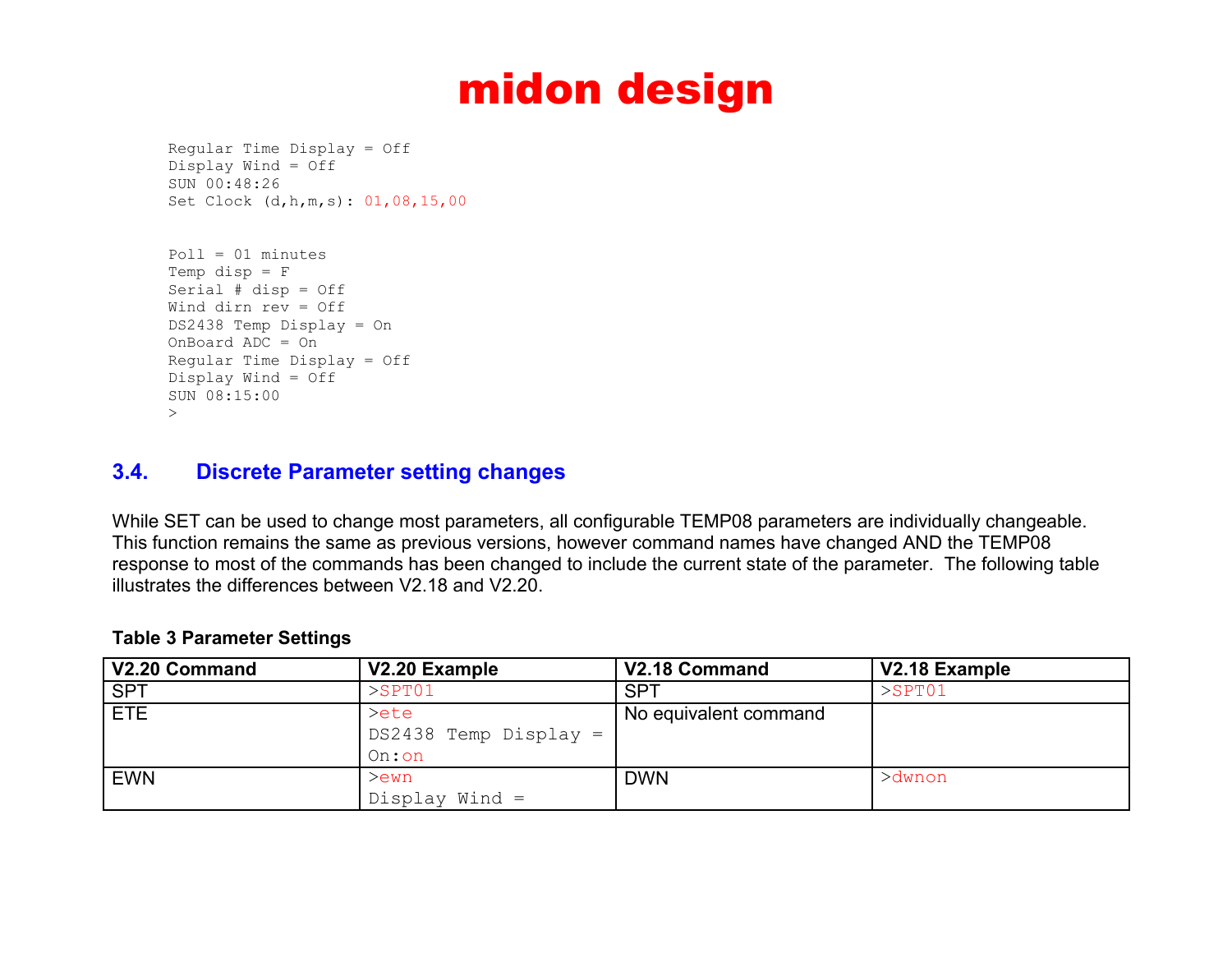```
Regular Time Display = Off
Display Wind = Off
SUN 00:48:26
Set Clock (d,h,m,s): 01,08,15,00


Poll = 01 minutes
Temp disp = F
Serial # disp = Off
Wind dirn rev = Off
DS2438 Temp Display = On
OnBoard ADC = On
Regular Time Display = Off
Display Wind = Off
SUN 08:15:00
>
```

### 3.4. Discrete Parameter setting changes

While SET can be used to change most parameters, all configurable TEMP08 parameters are individually changeable. This function remains the same as previous versions, however command names have changed AND the TEMP08 response to most of the commands has been changed to include the current state of the parameter. The following table illustrates the differences between V2.18 and V2.20.

**Table 3 Parameter Settings**

| V2.20 Command | V2.20 Example | V2.18 Command | V2.18 Example |
|---|---|---|---|
| SPT | >SPT01 | SPT | >SPT01 |
| ETE | >ete<br>DS2438 Temp Display = On:on | No equivalent command | |
| EWN | >ewn<br>Display Wind = | DWN | >dwnon |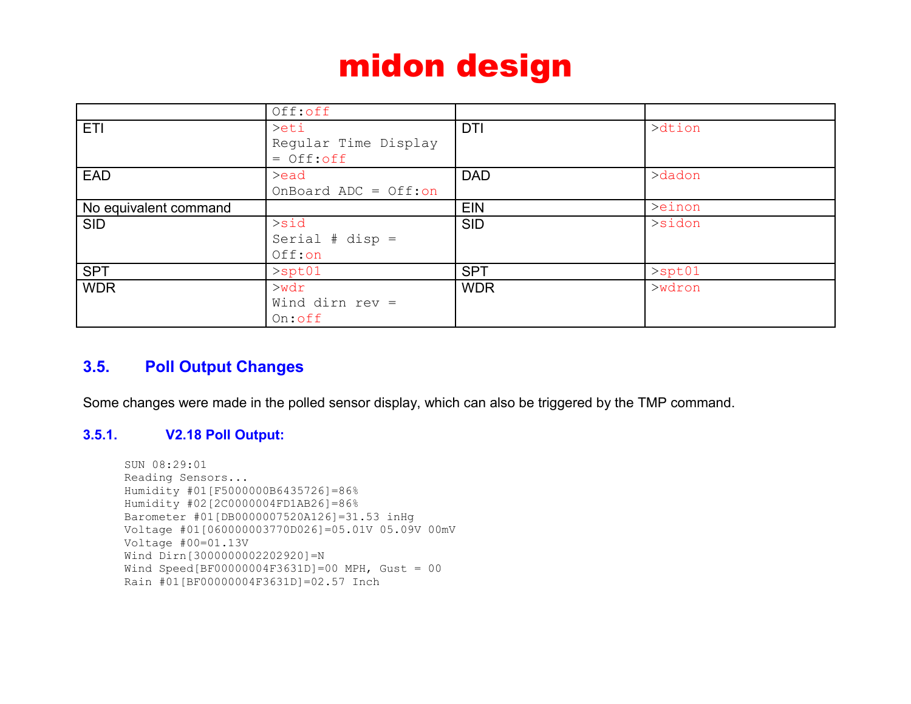# midon design

| | | | |
|---|---|---|---|
| | Off:off | | |
| ETI | >eti<br>Regular Time Display = Off:off | DTI | >dtion |
| EAD | >ead<br>OnBoard ADC = Off:on | DAD | >dadon |
| No equivalent command | | EIN | >einon |
| SID | >sid<br>Serial # disp = Off:on | SID | >sidon |
| SPT | >spt01 | SPT | >spt01 |
| WDR | >wdr<br>Wind dirn rev = On:off | WDR | >wdron |

## 3.5. Poll Output Changes

Some changes were made in the polled sensor display, which can also be triggered by the TMP command.

### 3.5.1. V2.18 Poll Output:

```
SUN 08:29:01
Reading Sensors...
Humidity #01[F5000000B6435726]=86%
Humidity #02[2C0000004FD1AB26]=86%
Barometer #01[DB0000007520A126]=31.53 inHg
Voltage #01[060000003770D026]=05.01V 05.09V 00mV
Voltage #00=01.13V
Wind Dirn[3000000002202920]=N
Wind Speed[BF00000004F3631D]=00 MPH, Gust = 00
Rain #01[BF00000004F3631D]=02.57 Inch
```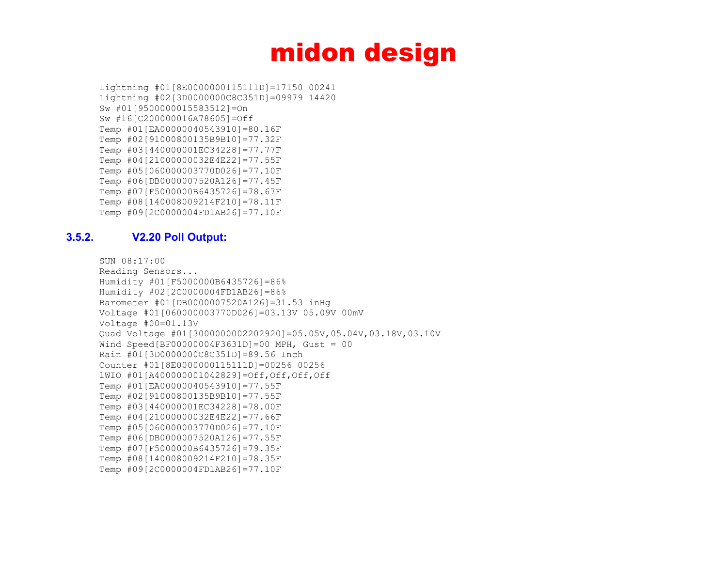```
Lightning #01[8E0000000115111D]=17150 00241
Lightning #02[3D0000000C8C351D]=09979 14420
Sw #01[9500000015583512]=On
Sw #16[C200000016A78605]=Off
Temp #01[EA00000040543910]=80.16F
Temp #02[91000800135B9B10]=77.32F
Temp #03[440000001EC34228]=77.77F
Temp #04[21000000032E4E22]=77.55F
Temp #05[060000003770D026]=77.10F
Temp #06[DB0000007520A126]=77.45F
Temp #07[F5000000B6435726]=78.67F
Temp #08[140008009214F210]=78.11F
Temp #09[2C0000004FD1AB26]=77.10F
```

### 3.5.2. V2.20 Poll Output:

```
SUN 08:17:00
Reading Sensors...
Humidity #01[F5000000B6435726]=86%
Humidity #02[2C0000004FD1AB26]=86%
Barometer #01[DB0000007520A126]=31.53 inHg
Voltage #01[060000003770D026]=03.13V 05.09V 00mV
Voltage #00=01.13V
Quad Voltage #01[3000000002202920]=05.05V,05.04V,03.18V,03.10V
Wind Speed[BF00000004F3631D]=00 MPH, Gust = 00
Rain #01[3D0000000C8C351D]=89.56 Inch
Counter #01[8E0000000115111D]=00256 00256
1WIO #01[A400000001042829]=Off,Off,Off,Off
Temp #01[EA00000040543910]=77.55F
Temp #02[91000800135B9B10]=77.55F
Temp #03[440000001EC34228]=78.00F
Temp #04[21000000032E4E22]=77.66F
Temp #05[060000003770D026]=77.10F
Temp #06[DB0000007520A126]=77.55F
Temp #07[F5000000B6435726]=79.35F
Temp #08[140008009214F210]=78.35F
Temp #09[2C0000004FD1AB26]=77.10F
```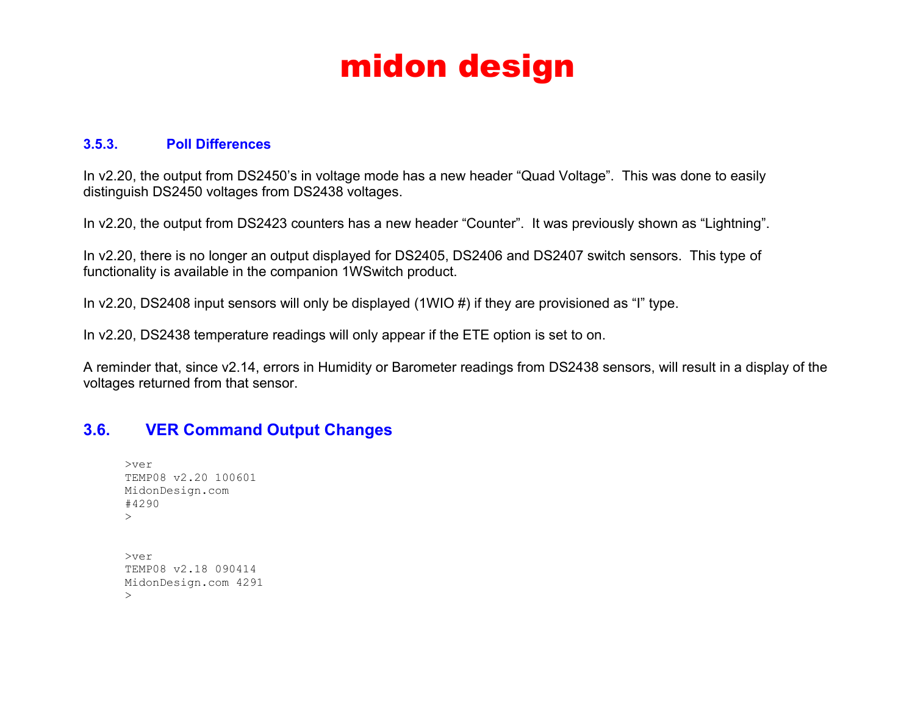### 3.5.3. Poll Differences

In v2.20, the output from DS2450's in voltage mode has a new header "Quad Voltage". This was done to easily distinguish DS2450 voltages from DS2438 voltages.

In v2.20, the output from DS2423 counters has a new header "Counter". It was previously shown as "Lightning".

In v2.20, there is no longer an output displayed for DS2405, DS2406 and DS2407 switch sensors. This type of functionality is available in the companion 1WSwitch product.

In v2.20, DS2408 input sensors will only be displayed (1WIO #) if they are provisioned as "I" type.

In v2.20, DS2438 temperature readings will only appear if the ETE option is set to on.

A reminder that, since v2.14, errors in Humidity or Barometer readings from DS2438 sensors, will result in a display of the voltages returned from that sensor.

## 3.6. VER Command Output Changes

```
>ver
TEMP08 v2.20 100601
MidonDesign.com
#4290
>
```

```
>ver
TEMP08 v2.18 090414
MidonDesign.com 4291
>
```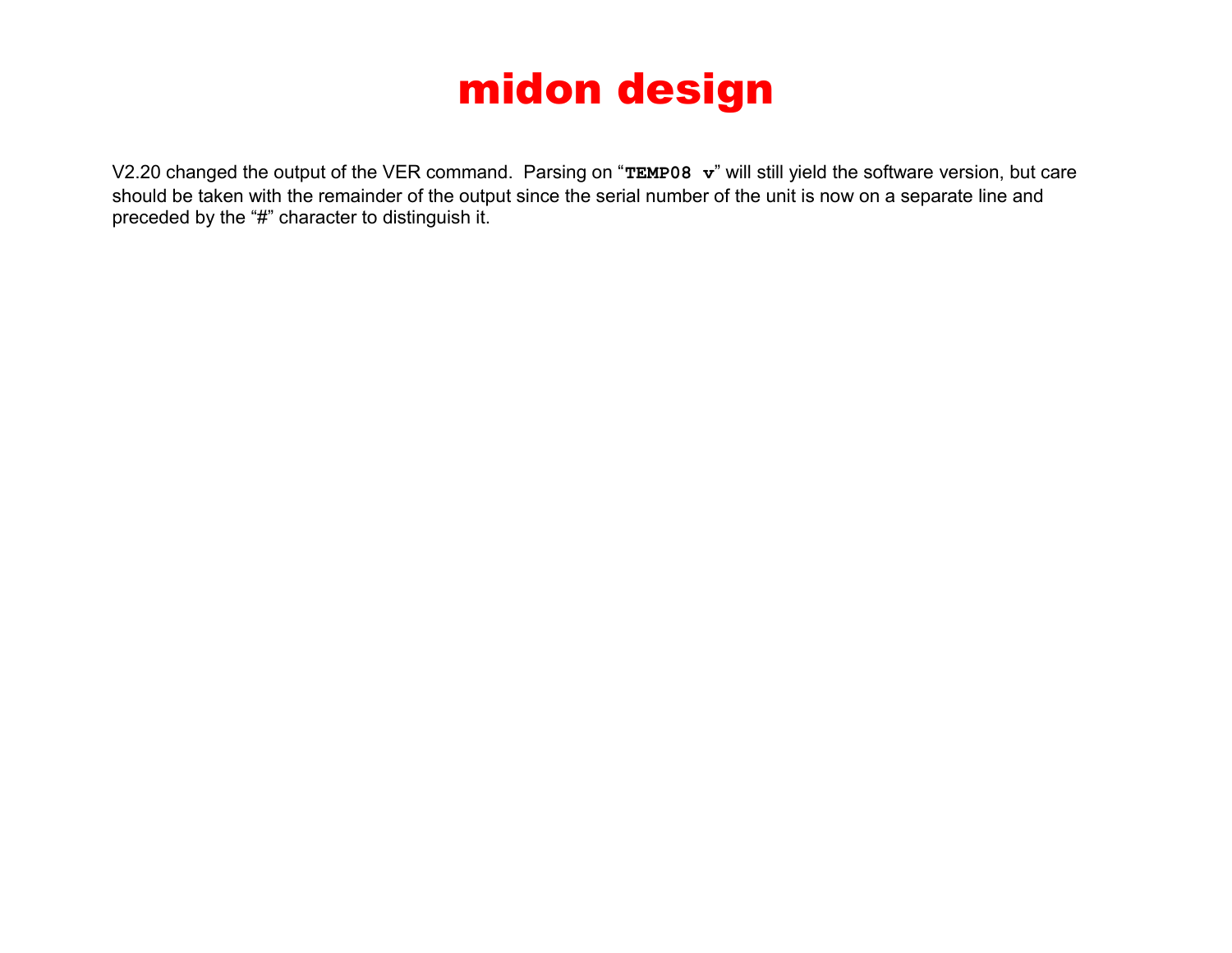V2.20 changed the output of the VER command.  Parsing on “**`TEMP08 v`**” will still yield the software version, but care should be taken with the remainder of the output since the serial number of the unit is now on a separate line and preceded by the “#” character to distinguish it.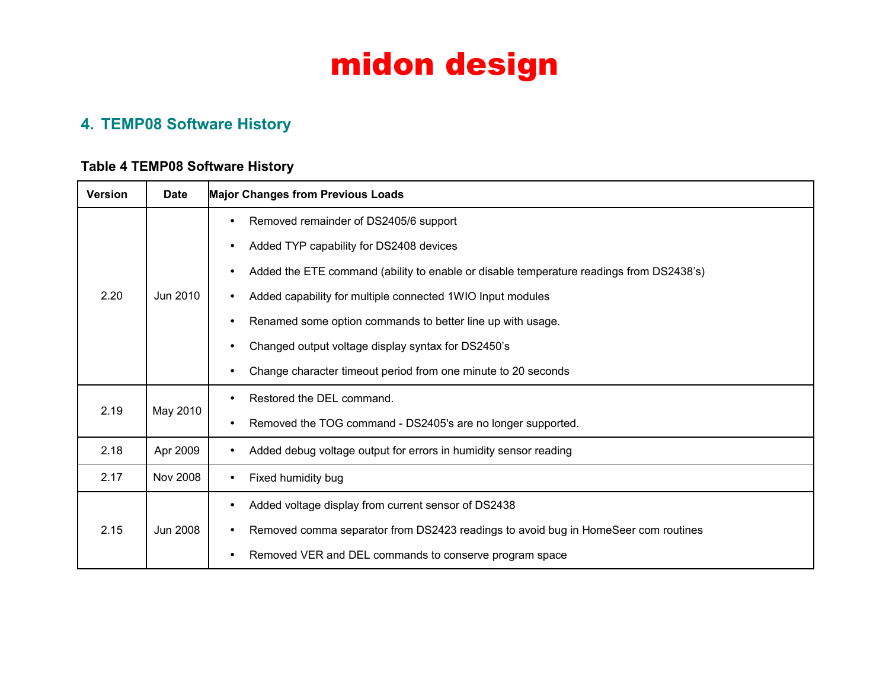## 4. TEMP08 Software History

**Table 4 TEMP08 Software History**

| Version | Date | Major Changes from Previous Loads |
|---|---|---|
| 2.20 | Jun 2010 | • Removed remainder of DS2405/6 support<br>• Added TYP capability for DS2408 devices<br>• Added the ETE command (ability to enable or disable temperature readings from DS2438's)<br>• Added capability for multiple connected 1WIO Input modules<br>• Renamed some option commands to better line up with usage.<br>• Changed output voltage display syntax for DS2450's<br>• Change character timeout period from one minute to 20 seconds |
| 2.19 | May 2010 | • Restored the DEL command.<br>• Removed the TOG command - DS2405's are no longer supported. |
| 2.18 | Apr 2009 | • Added debug voltage output for errors in humidity sensor reading |
| 2.17 | Nov 2008 | • Fixed humidity bug |
| 2.15 | Jun 2008 | • Added voltage display from current sensor of DS2438<br>• Removed comma separator from DS2423 readings to avoid bug in HomeSeer com routines<br>• Removed VER and DEL commands to conserve program space |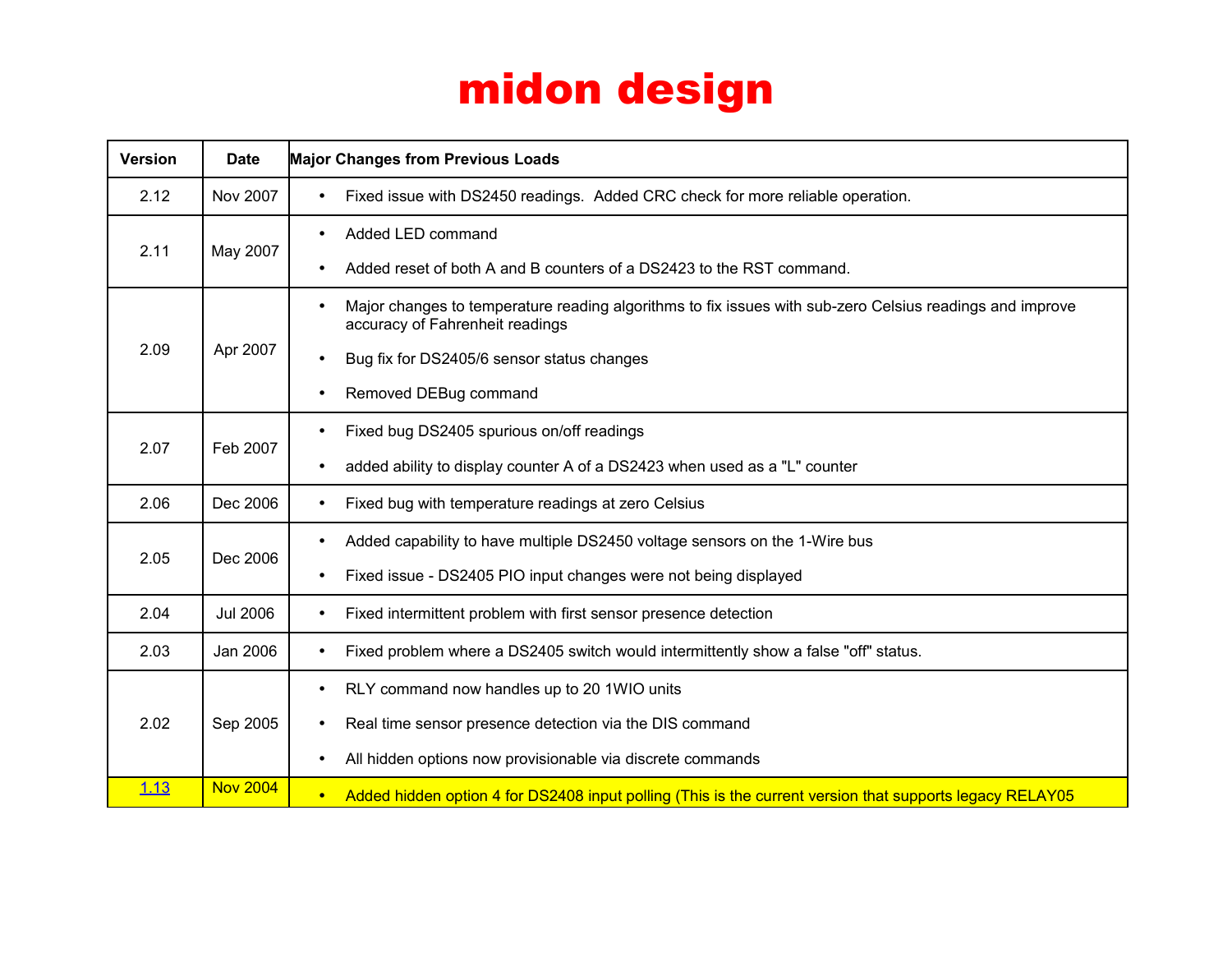# midon design

| Version | Date | Major Changes from Previous Loads |
|---|---|---|
| 2.12 | Nov 2007 | • Fixed issue with DS2450 readings. Added CRC check for more reliable operation. |
| 2.11 | May 2007 | • Added LED command<br>• Added reset of both A and B counters of a DS2423 to the RST command. |
| 2.09 | Apr 2007 | • Major changes to temperature reading algorithms to fix issues with sub-zero Celsius readings and improve accuracy of Fahrenheit readings<br>• Bug fix for DS2405/6 sensor status changes<br>• Removed DEBug command |
| 2.07 | Feb 2007 | • Fixed bug DS2405 spurious on/off readings<br>• added ability to display counter A of a DS2423 when used as a "L" counter |
| 2.06 | Dec 2006 | • Fixed bug with temperature readings at zero Celsius |
| 2.05 | Dec 2006 | • Added capability to have multiple DS2450 voltage sensors on the 1-Wire bus<br>• Fixed issue - DS2405 PIO input changes were not being displayed |
| 2.04 | Jul 2006 | • Fixed intermittent problem with first sensor presence detection |
| 2.03 | Jan 2006 | • Fixed problem where a DS2405 switch would intermittently show a false "off" status. |
| 2.02 | Sep 2005 | • RLY command now handles up to 20 1WIO units<br>• Real time sensor presence detection via the DIS command<br>• All hidden options now provisionable via discrete commands |
| 1.13 | Nov 2004 | • Added hidden option 4 for DS2408 input polling (This is the current version that supports legacy RELAY05 |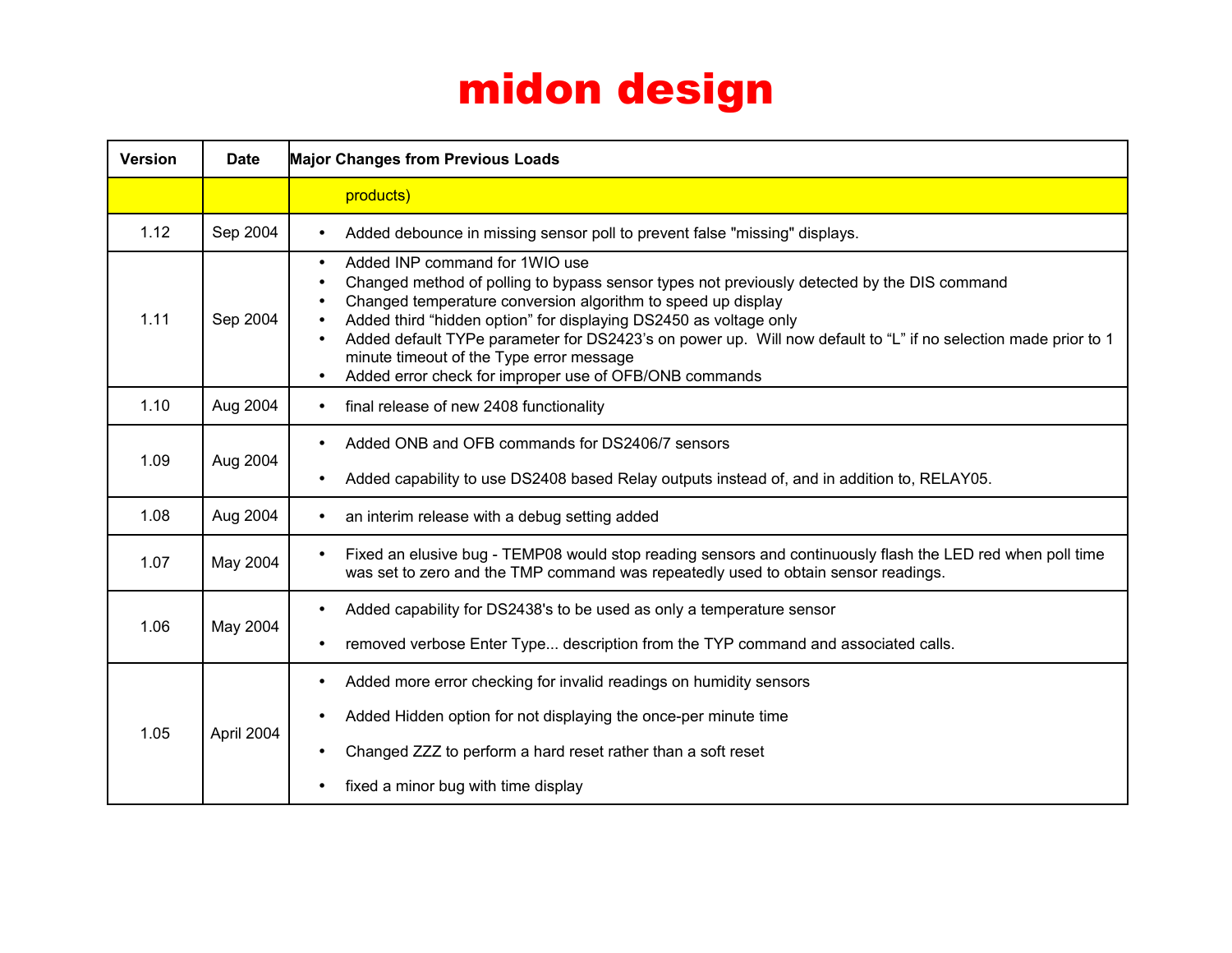# midon design

| Version | Date | Major Changes from Previous Loads |
|---|---|---|
| | | products) |
| 1.12 | Sep 2004 | • Added debounce in missing sensor poll to prevent false "missing" displays. |
| 1.11 | Sep 2004 | • Added INP command for 1WIO use<br>• Changed method of polling to bypass sensor types not previously detected by the DIS command<br>• Changed temperature conversion algorithm to speed up display<br>• Added third "hidden option" for displaying DS2450 as voltage only<br>• Added default TYPe parameter for DS2423's on power up. Will now default to "L" if no selection made prior to 1 minute timeout of the Type error message<br>• Added error check for improper use of OFB/ONB commands |
| 1.10 | Aug 2004 | • final release of new 2408 functionality |
| 1.09 | Aug 2004 | • Added ONB and OFB commands for DS2406/7 sensors<br>• Added capability to use DS2408 based Relay outputs instead of, and in addition to, RELAY05. |
| 1.08 | Aug 2004 | • an interim release with a debug setting added |
| 1.07 | May 2004 | • Fixed an elusive bug - TEMP08 would stop reading sensors and continuously flash the LED red when poll time was set to zero and the TMP command was repeatedly used to obtain sensor readings. |
| 1.06 | May 2004 | • Added capability for DS2438's to be used as only a temperature sensor<br>• removed verbose Enter Type... description from the TYP command and associated calls. |
| 1.05 | April 2004 | • Added more error checking for invalid readings on humidity sensors<br>• Added Hidden option for not displaying the once-per minute time<br>• Changed ZZZ to perform a hard reset rather than a soft reset<br>• fixed a minor bug with time display |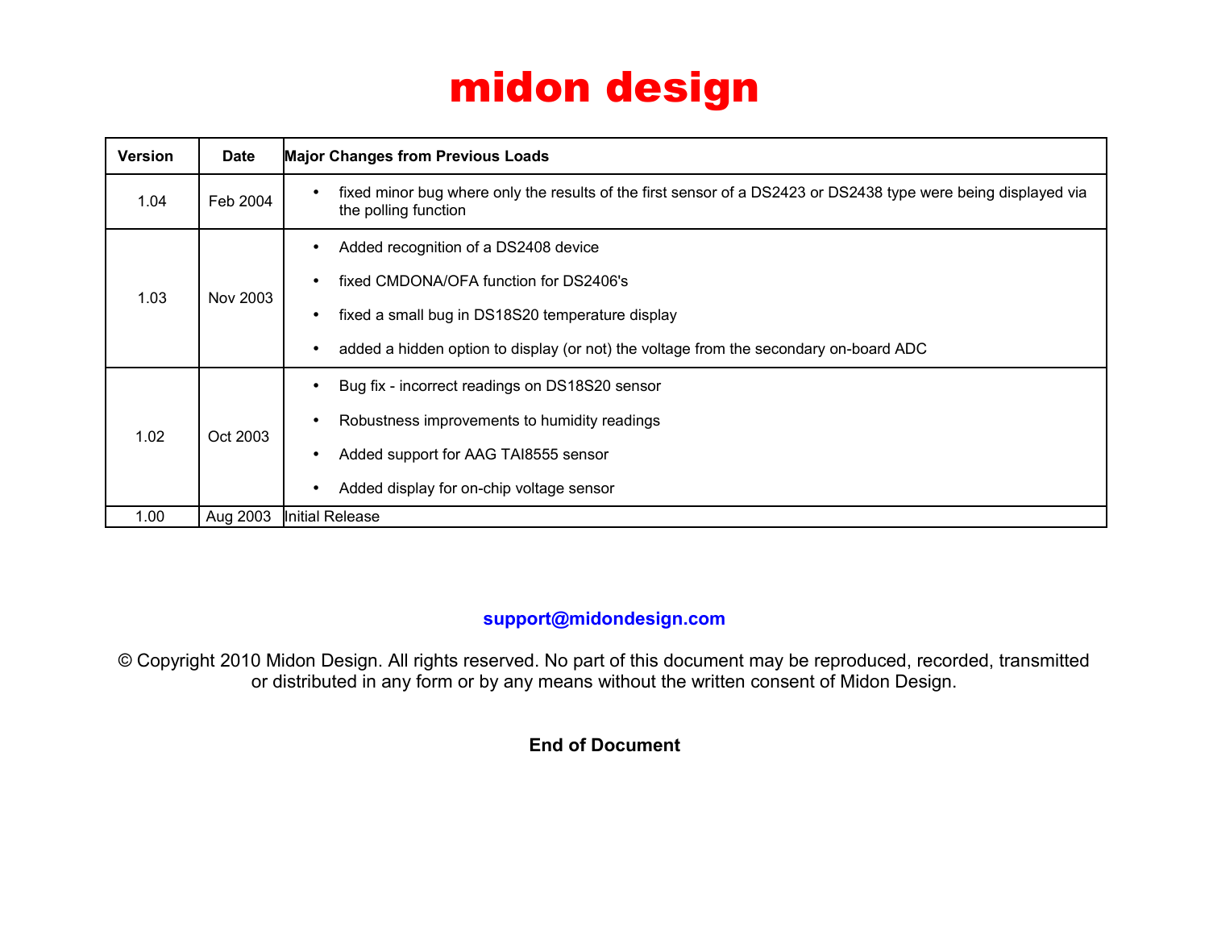# midon design

| Version | Date | Major Changes from Previous Loads |
|---|---|---|
| 1.04 | Feb 2004 | • fixed minor bug where only the results of the first sensor of a DS2423 or DS2438 type were being displayed via the polling function |
| 1.03 | Nov 2003 | • Added recognition of a DS2408 device<br>• fixed CMDONA/OFA function for DS2406's<br>• fixed a small bug in DS18S20 temperature display<br>• added a hidden option to display (or not) the voltage from the secondary on-board ADC |
| 1.02 | Oct 2003 | • Bug fix - incorrect readings on DS18S20 sensor<br>• Robustness improvements to humidity readings<br>• Added support for AAG TAI8555 sensor<br>• Added display for on-chip voltage sensor |
| 1.00 | Aug 2003 | Initial Release |

**support@midondesign.com**

© Copyright 2010 Midon Design. All rights reserved. No part of this document may be reproduced, recorded, transmitted or distributed in any form or by any means without the written consent of Midon Design.

**End of Document**